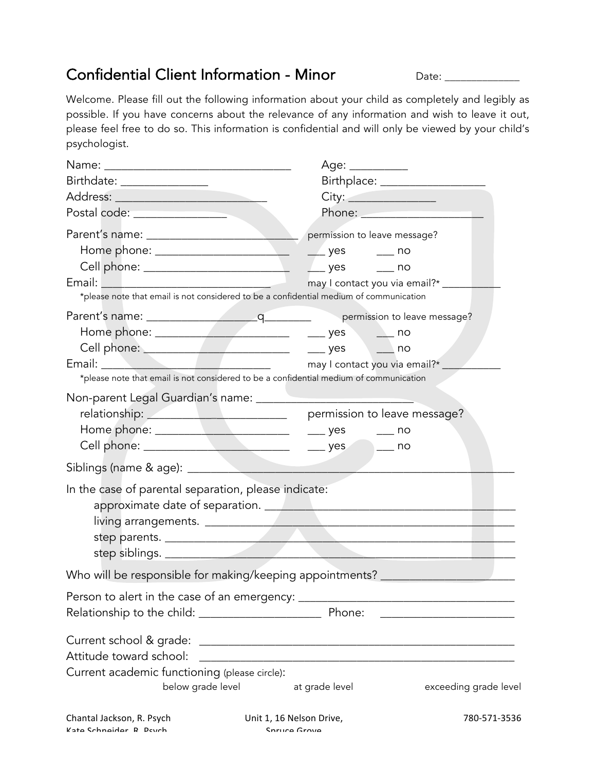# Confidential Client Information - Minor

Date: ______________

Welcome. Please fill out the following information about your child as completely and legibly as possible. If you have concerns about the relevance of any information and wish to leave it out, please feel free to do so. This information is confidential and will only be viewed by your child's psychologist.

Name: _______________________________ Age: _________

Birthdate: ______________ Birthplace: _________________

Address: _________________________ City: _______________

Postal code: _______________ Phone: ____________________

Parent's name: _________________________ permission to leave message?

Home phone: ______________________ ___ yes ___ no

Cell phone: _______________________ ___ yes ___ no

Email: ____________________________ may I contact you via email?* __________

*please note that email is not considered to be a confidential medium of communication

Parent's name: __________________q________ permission to leave message?

Home phone: ______________________ ___ yes ___ no

Cell phone: _______________________ ___ yes ___ no

Email: ____________________________ may I contact you via email?* __________

*please note that email is not considered to be a confidential medium of communication

Non-parent Legal Guardian's name: _________________________

relationship: ______________________ permission to leave message?

Home phone: ______________________ ___ yes ___ no

Cell phone: _______________________ ___ yes ___ no

Siblings (name & age): _______________________________________________________

In the case of parental separation, please indicate:

approximate date of separation. _______________________________________

living arrangements. ____________________________________________

step parents. _________________________________________________

step siblings. ________________________________________________

Who will be responsible for making/keeping appointments? ____________________

Person to alert in the case of an emergency: ___________________________________

Relationship to the child: ____________________ Phone: _____________________

Current school & grade: _____________________________________________________

Attitude toward school: _____________________________________________________

Current academic functioning (please circle):

below grade level at grade level exceeding grade level

Chantal Jackson, R. Psych
Kate Schneider, R. Psych

Unit 1, 16 Nelson Drive,
Spruce Grove

780-571-3536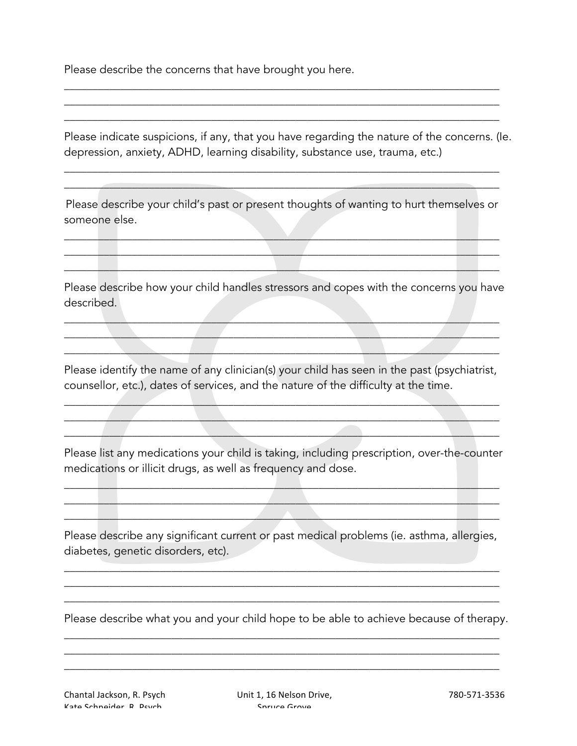Please describe the concerns that have brought you here.

\_\_\_\_\_\_\_\_\_\_\_\_\_\_\_\_\_\_\_\_\_\_\_\_\_\_\_\_\_\_\_\_\_\_\_\_\_\_\_\_\_\_\_\_\_\_\_\_\_\_\_\_\_\_\_\_\_\_\_\_\_\_\_\_\_\_\_\_\_\_\_\_\_\_\_\_
\_\_\_\_\_\_\_\_\_\_\_\_\_\_\_\_\_\_\_\_\_\_\_\_\_\_\_\_\_\_\_\_\_\_\_\_\_\_\_\_\_\_\_\_\_\_\_\_\_\_\_\_\_\_\_\_\_\_\_\_\_\_\_\_\_\_\_\_\_\_\_\_\_\_\_\_
\_\_\_\_\_\_\_\_\_\_\_\_\_\_\_\_\_\_\_\_\_\_\_\_\_\_\_\_\_\_\_\_\_\_\_\_\_\_\_\_\_\_\_\_\_\_\_\_\_\_\_\_\_\_\_\_\_\_\_\_\_\_\_\_\_\_\_\_\_\_\_\_\_\_\_\_

Please indicate suspicions, if any, that you have regarding the nature of the concerns. (Ie. depression, anxiety, ADHD, learning disability, substance use, trauma, etc.)

\_\_\_\_\_\_\_\_\_\_\_\_\_\_\_\_\_\_\_\_\_\_\_\_\_\_\_\_\_\_\_\_\_\_\_\_\_\_\_\_\_\_\_\_\_\_\_\_\_\_\_\_\_\_\_\_\_\_\_\_\_\_\_\_\_\_\_\_\_\_\_\_\_\_\_\_
\_\_\_\_\_\_\_\_\_\_\_\_\_\_\_\_\_\_\_\_\_\_\_\_\_\_\_\_\_\_\_\_\_\_\_\_\_\_\_\_\_\_\_\_\_\_\_\_\_\_\_\_\_\_\_\_\_\_\_\_\_\_\_\_\_\_\_\_\_\_\_\_\_\_\_\_

Please describe your child's past or present thoughts of wanting to hurt themselves or someone else.

\_\_\_\_\_\_\_\_\_\_\_\_\_\_\_\_\_\_\_\_\_\_\_\_\_\_\_\_\_\_\_\_\_\_\_\_\_\_\_\_\_\_\_\_\_\_\_\_\_\_\_\_\_\_\_\_\_\_\_\_\_\_\_\_\_\_\_\_\_\_\_\_\_\_\_\_
\_\_\_\_\_\_\_\_\_\_\_\_\_\_\_\_\_\_\_\_\_\_\_\_\_\_\_\_\_\_\_\_\_\_\_\_\_\_\_\_\_\_\_\_\_\_\_\_\_\_\_\_\_\_\_\_\_\_\_\_\_\_\_\_\_\_\_\_\_\_\_\_\_\_\_\_
\_\_\_\_\_\_\_\_\_\_\_\_\_\_\_\_\_\_\_\_\_\_\_\_\_\_\_\_\_\_\_\_\_\_\_\_\_\_\_\_\_\_\_\_\_\_\_\_\_\_\_\_\_\_\_\_\_\_\_\_\_\_\_\_\_\_\_\_\_\_\_\_\_\_\_\_

Please describe how your child handles stressors and copes with the concerns you have described.

\_\_\_\_\_\_\_\_\_\_\_\_\_\_\_\_\_\_\_\_\_\_\_\_\_\_\_\_\_\_\_\_\_\_\_\_\_\_\_\_\_\_\_\_\_\_\_\_\_\_\_\_\_\_\_\_\_\_\_\_\_\_\_\_\_\_\_\_\_\_\_\_\_\_\_\_
\_\_\_\_\_\_\_\_\_\_\_\_\_\_\_\_\_\_\_\_\_\_\_\_\_\_\_\_\_\_\_\_\_\_\_\_\_\_\_\_\_\_\_\_\_\_\_\_\_\_\_\_\_\_\_\_\_\_\_\_\_\_\_\_\_\_\_\_\_\_\_\_\_\_\_\_
\_\_\_\_\_\_\_\_\_\_\_\_\_\_\_\_\_\_\_\_\_\_\_\_\_\_\_\_\_\_\_\_\_\_\_\_\_\_\_\_\_\_\_\_\_\_\_\_\_\_\_\_\_\_\_\_\_\_\_\_\_\_\_\_\_\_\_\_\_\_\_\_\_\_\_\_

Please identify the name of any clinician(s) your child has seen in the past (psychiatrist, counsellor, etc.), dates of services, and the nature of the difficulty at the time.

\_\_\_\_\_\_\_\_\_\_\_\_\_\_\_\_\_\_\_\_\_\_\_\_\_\_\_\_\_\_\_\_\_\_\_\_\_\_\_\_\_\_\_\_\_\_\_\_\_\_\_\_\_\_\_\_\_\_\_\_\_\_\_\_\_\_\_\_\_\_\_\_\_\_\_\_
\_\_\_\_\_\_\_\_\_\_\_\_\_\_\_\_\_\_\_\_\_\_\_\_\_\_\_\_\_\_\_\_\_\_\_\_\_\_\_\_\_\_\_\_\_\_\_\_\_\_\_\_\_\_\_\_\_\_\_\_\_\_\_\_\_\_\_\_\_\_\_\_\_\_\_\_
\_\_\_\_\_\_\_\_\_\_\_\_\_\_\_\_\_\_\_\_\_\_\_\_\_\_\_\_\_\_\_\_\_\_\_\_\_\_\_\_\_\_\_\_\_\_\_\_\_\_\_\_\_\_\_\_\_\_\_\_\_\_\_\_\_\_\_\_\_\_\_\_\_\_\_\_

Please list any medications your child is taking, including prescription, over-the-counter medications or illicit drugs, as well as frequency and dose.

\_\_\_\_\_\_\_\_\_\_\_\_\_\_\_\_\_\_\_\_\_\_\_\_\_\_\_\_\_\_\_\_\_\_\_\_\_\_\_\_\_\_\_\_\_\_\_\_\_\_\_\_\_\_\_\_\_\_\_\_\_\_\_\_\_\_\_\_\_\_\_\_\_\_\_\_
\_\_\_\_\_\_\_\_\_\_\_\_\_\_\_\_\_\_\_\_\_\_\_\_\_\_\_\_\_\_\_\_\_\_\_\_\_\_\_\_\_\_\_\_\_\_\_\_\_\_\_\_\_\_\_\_\_\_\_\_\_\_\_\_\_\_\_\_\_\_\_\_\_\_\_\_
\_\_\_\_\_\_\_\_\_\_\_\_\_\_\_\_\_\_\_\_\_\_\_\_\_\_\_\_\_\_\_\_\_\_\_\_\_\_\_\_\_\_\_\_\_\_\_\_\_\_\_\_\_\_\_\_\_\_\_\_\_\_\_\_\_\_\_\_\_\_\_\_\_\_\_\_

Please describe any significant current or past medical problems (ie. asthma, allergies, diabetes, genetic disorders, etc).

\_\_\_\_\_\_\_\_\_\_\_\_\_\_\_\_\_\_\_\_\_\_\_\_\_\_\_\_\_\_\_\_\_\_\_\_\_\_\_\_\_\_\_\_\_\_\_\_\_\_\_\_\_\_\_\_\_\_\_\_\_\_\_\_\_\_\_\_\_\_\_\_\_\_\_\_
\_\_\_\_\_\_\_\_\_\_\_\_\_\_\_\_\_\_\_\_\_\_\_\_\_\_\_\_\_\_\_\_\_\_\_\_\_\_\_\_\_\_\_\_\_\_\_\_\_\_\_\_\_\_\_\_\_\_\_\_\_\_\_\_\_\_\_\_\_\_\_\_\_\_\_\_
\_\_\_\_\_\_\_\_\_\_\_\_\_\_\_\_\_\_\_\_\_\_\_\_\_\_\_\_\_\_\_\_\_\_\_\_\_\_\_\_\_\_\_\_\_\_\_\_\_\_\_\_\_\_\_\_\_\_\_\_\_\_\_\_\_\_\_\_\_\_\_\_\_\_\_\_

Please describe what you and your child hope to be able to achieve because of therapy.

\_\_\_\_\_\_\_\_\_\_\_\_\_\_\_\_\_\_\_\_\_\_\_\_\_\_\_\_\_\_\_\_\_\_\_\_\_\_\_\_\_\_\_\_\_\_\_\_\_\_\_\_\_\_\_\_\_\_\_\_\_\_\_\_\_\_\_\_\_\_\_\_\_\_\_\_
\_\_\_\_\_\_\_\_\_\_\_\_\_\_\_\_\_\_\_\_\_\_\_\_\_\_\_\_\_\_\_\_\_\_\_\_\_\_\_\_\_\_\_\_\_\_\_\_\_\_\_\_\_\_\_\_\_\_\_\_\_\_\_\_\_\_\_\_\_\_\_\_\_\_\_\_
\_\_\_\_\_\_\_\_\_\_\_\_\_\_\_\_\_\_\_\_\_\_\_\_\_\_\_\_\_\_\_\_\_\_\_\_\_\_\_\_\_\_\_\_\_\_\_\_\_\_\_\_\_\_\_\_\_\_\_\_\_\_\_\_\_\_\_\_\_\_\_\_\_\_\_\_